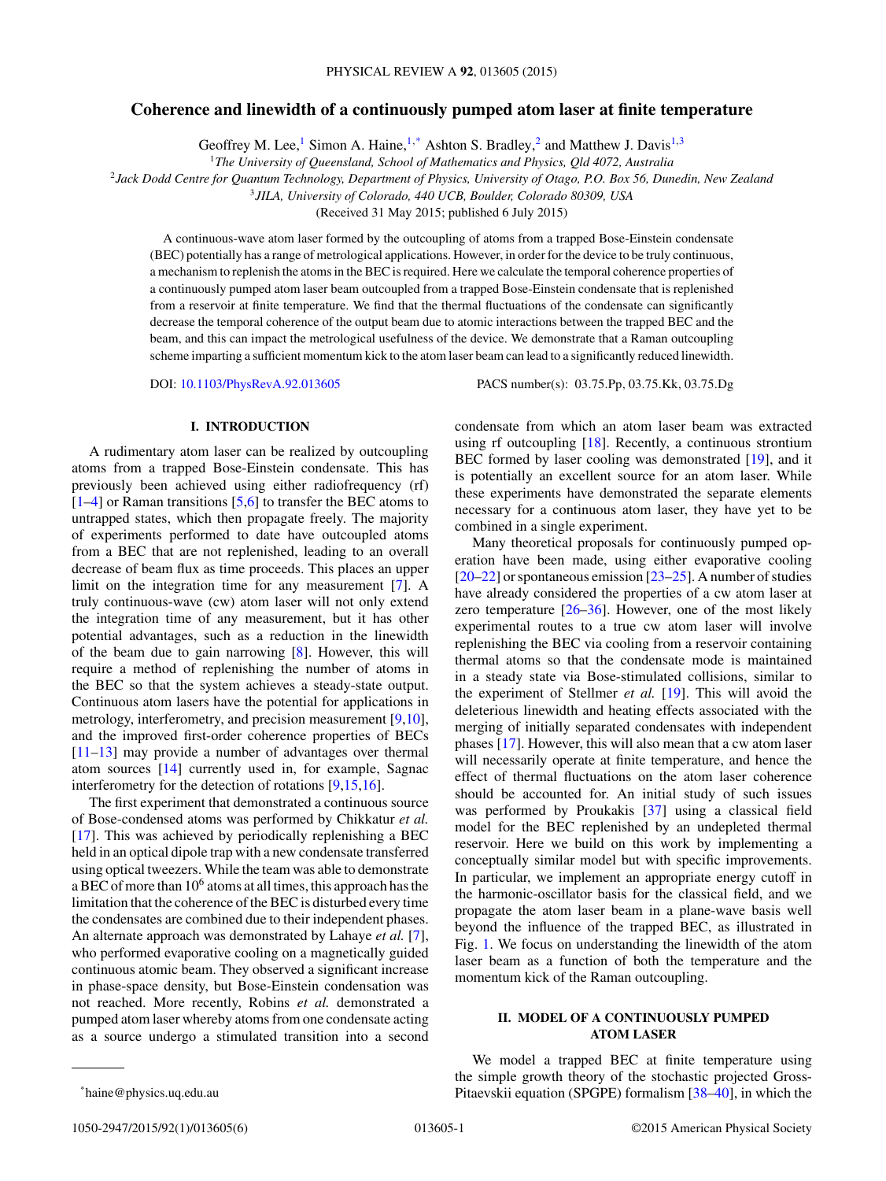# Coherence and linewidth of a continuously pumped atom laser at finite temperature

Geoffrey M. Lee,[1] Simon A. Haine,[1,*] Ashton S. Bradley,[2] and Matthew J. Davis[1,3]

[1]*The University of Queensland, School of Mathematics and Physics, Qld 4072, Australia*
[2]*Jack Dodd Centre for Quantum Technology, Department of Physics, University of Otago, P.O. Box 56, Dunedin, New Zealand*
[3]*JILA, University of Colorado, 440 UCB, Boulder, Colorado 80309, USA*

(Received 31 May 2015; published 6 July 2015)

A continuous-wave atom laser formed by the outcoupling of atoms from a trapped Bose-Einstein condensate (BEC) potentially has a range of metrological applications. However, in order for the device to be truly continuous, a mechanism to replenish the atoms in the BEC is required. Here we calculate the temporal coherence properties of a continuously pumped atom laser beam outcoupled from a trapped Bose-Einstein condensate that is replenished from a reservoir at finite temperature. We find that the thermal fluctuations of the condensate can significantly decrease the temporal coherence of the output beam due to atomic interactions between the trapped BEC and the beam, and this can impact the metrological usefulness of the device. We demonstrate that a Raman outcoupling scheme imparting a sufficient momentum kick to the atom laser beam can lead to a significantly reduced linewidth.

DOI: 10.1103/PhysRevA.92.013605 PACS number(s): 03.75.Pp, 03.75.Kk, 03.75.Dg

## I. INTRODUCTION

A rudimentary atom laser can be realized by outcoupling atoms from a trapped Bose-Einstein condensate. This has previously been achieved using either radiofrequency (rf) [1–4] or Raman transitions [5,6] to transfer the BEC atoms to untrapped states, which then propagate freely. The majority of experiments performed to date have outcoupled atoms from a BEC that are not replenished, leading to an overall decrease of beam flux as time proceeds. This places an upper limit on the integration time for any measurement [7]. A truly continuous-wave (cw) atom laser will not only extend the integration time of any measurement, but it has other potential advantages, such as a reduction in the linewidth of the beam due to gain narrowing [8]. However, this will require a method of replenishing the number of atoms in the BEC so that the system achieves a steady-state output. Continuous atom lasers have the potential for applications in metrology, interferometry, and precision measurement [9,10], and the improved first-order coherence properties of BECs [11–13] may provide a number of advantages over thermal atom sources [14] currently used in, for example, Sagnac interferometry for the detection of rotations [9,15,16].

The first experiment that demonstrated a continuous source of Bose-condensed atoms was performed by Chikkatur *et al.* [17]. This was achieved by periodically replenishing a BEC held in an optical dipole trap with a new condensate transferred using optical tweezers. While the team was able to demonstrate a BEC of more than $10^6$ atoms at all times, this approach has the limitation that the coherence of the BEC is disturbed every time the condensates are combined due to their independent phases. An alternate approach was demonstrated by Lahaye *et al.* [7], who performed evaporative cooling on a magnetically guided continuous atomic beam. They observed a significant increase in phase-space density, but Bose-Einstein condensation was not reached. More recently, Robins *et al.* demonstrated a pumped atom laser whereby atoms from one condensate acting as a source undergo a stimulated transition into a second condensate from which an atom laser beam was extracted using rf outcoupling [18]. Recently, a continuous strontium BEC formed by laser cooling was demonstrated [19], and it is potentially an excellent source for an atom laser. While these experiments have demonstrated the separate elements necessary for a continuous atom laser, they have yet to be combined in a single experiment.

Many theoretical proposals for continuously pumped operation have been made, using either evaporative cooling [20–22] or spontaneous emission [23–25]. A number of studies have already considered the properties of a cw atom laser at zero temperature [26–36]. However, one of the most likely experimental routes to a true cw atom laser will involve replenishing the BEC via cooling from a reservoir containing thermal atoms so that the condensate mode is maintained in a steady state via Bose-stimulated collisions, similar to the experiment of Stellmer *et al.* [19]. This will avoid the deleterious linewidth and heating effects associated with the merging of initially separated condensates with independent phases [17]. However, this will also mean that a cw atom laser will necessarily operate at finite temperature, and hence the effect of thermal fluctuations on the atom laser coherence should be accounted for. An initial study of such issues was performed by Proukakis [37] using a classical field model for the BEC replenished by an undepleted thermal reservoir. Here we build on this work by implementing a conceptually similar model but with specific improvements. In particular, we implement an appropriate energy cutoff in the harmonic-oscillator basis for the classical field, and we propagate the atom laser beam in a plane-wave basis well beyond the influence of the trapped BEC, as illustrated in Fig. 1. We focus on understanding the linewidth of the atom laser beam as a function of both the temperature and the momentum kick of the Raman outcoupling.

## II. MODEL OF A CONTINUOUSLY PUMPED ATOM LASER

We model a trapped BEC at finite temperature using the simple growth theory of the stochastic projected Gross-Pitaevskii equation (SPGPE) formalism [38–40], in which the

*haine@physics.uq.edu.au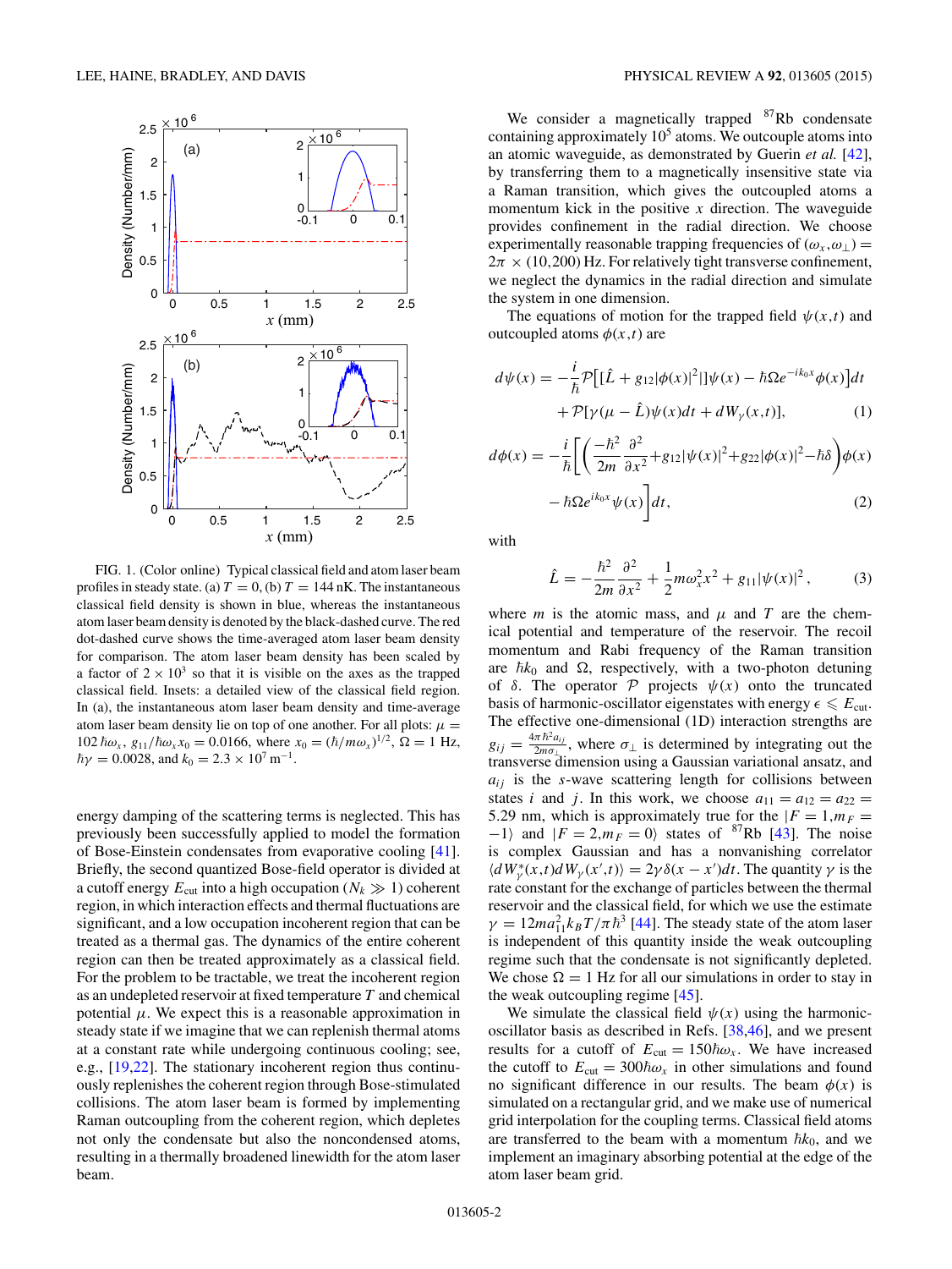FIG. 1. (Color online) Typical classical field and atom laser beam profiles in steady state. (a) $T = 0$, (b) $T = 144$ nK. The instantaneous classical field density is shown in blue, whereas the instantaneous atom laser beam density is denoted by the black-dashed curve. The red dot-dashed curve shows the time-averaged atom laser beam density for comparison. The atom laser beam density has been scaled by a factor of $2 \times 10^3$ so that it is visible on the axes as the trapped classical field. Insets: a detailed view of the classical field region. In (a), the instantaneous atom laser beam density and time-average atom laser beam density lie on top of one another. For all plots: $\mu = 102\,\hbar\omega_x$, $g_{11}/\hbar\omega_x x_0 = 0.0166$, where $x_0 = (\hbar/m\omega_x)^{1/2}$, $\Omega = 1$ Hz, $\hbar\gamma = 0.0028$, and $k_0 = 2.3 \times 10^7\ \mathrm{m}^{-1}$.

energy damping of the scattering terms is neglected. This has previously been successfully applied to model the formation of Bose-Einstein condensates from evaporative cooling [41]. Briefly, the second quantized Bose-field operator is divided at a cutoff energy $E_{\mathrm{cut}}$ into a high occupation ($N_k \gg 1$) coherent region, in which interaction effects and thermal fluctuations are significant, and a low occupation incoherent region that can be treated as a thermal gas. The dynamics of the entire coherent region can then be treated approximately as a classical field. For the problem to be tractable, we treat the incoherent region as an undepleted reservoir at fixed temperature $T$ and chemical potential $\mu$. We expect this is a reasonable approximation in steady state if we imagine that we can replenish thermal atoms at a constant rate while undergoing continuous cooling; see, e.g., [19,22]. The stationary incoherent region thus continuously replenishes the coherent region through Bose-stimulated collisions. The atom laser beam is formed by implementing Raman outcoupling from the coherent region, which depletes not only the condensate but also the noncondensed atoms, resulting in a thermally broadened linewidth for the atom laser beam.

We consider a magnetically trapped $^{87}$Rb condensate containing approximately $10^5$ atoms. We outcouple atoms into an atomic waveguide, as demonstrated by Guerin *et al.* [42], by transferring them to a magnetically insensitive state via a Raman transition, which gives the outcoupled atoms a momentum kick in the positive $x$ direction. The waveguide provides confinement in the radial direction. We choose experimentally reasonable trapping frequencies of $(\omega_x, \omega_\perp) = 2\pi \times (10,200)$ Hz. For relatively tight transverse confinement, we neglect the dynamics in the radial direction and simulate the system in one dimension.

The equations of motion for the trapped field $\psi(x,t)$ and outcoupled atoms $\phi(x,t)$ are

$$d\psi(x) = -\frac{i}{\hbar}\mathcal{P}\big[[\hat{L} + g_{12}|\phi(x)|^2]\psi(x) - \hbar\Omega e^{-ik_0x}\phi(x)\big]dt + \mathcal{P}[\gamma(\mu - \hat{L})\psi(x)dt + dW_\gamma(x,t)], \tag{1}$$

$$d\phi(x) = -\frac{i}{\hbar}\left[\left(\frac{-\hbar^2}{2m}\frac{\partial^2}{\partial x^2} + g_{12}|\psi(x)|^2 + g_{22}|\phi(x)|^2 - \hbar\delta\right)\phi(x) - \hbar\Omega e^{ik_0x}\psi(x)\right]dt, \tag{2}$$

with

$$\hat{L} = -\frac{\hbar^2}{2m}\frac{\partial^2}{\partial x^2} + \frac{1}{2}m\omega_x^2x^2 + g_{11}|\psi(x)|^2, \tag{3}$$

where $m$ is the atomic mass, and $\mu$ and $T$ are the chemical potential and temperature of the reservoir. The recoil momentum and Rabi frequency of the Raman transition are $\hbar k_0$ and $\Omega$, respectively, with a two-photon detuning of $\delta$. The operator $\mathcal{P}$ projects $\psi(x)$ onto the truncated basis of harmonic-oscillator eigenstates with energy $\epsilon \leqslant E_{\mathrm{cut}}$. The effective one-dimensional (1D) interaction strengths are $g_{ij} = \frac{4\pi\hbar^2 a_{ij}}{2m\sigma_\perp}$, where $\sigma_\perp$ is determined by integrating out the transverse dimension using a Gaussian variational ansatz, and $a_{ij}$ is the $s$-wave scattering length for collisions between states $i$ and $j$. In this work, we choose $a_{11} = a_{12} = a_{22} = 5.29$ nm, which is approximately true for the $|F = 1, m_F = -1\rangle$ and $|F = 2, m_F = 0\rangle$ states of $^{87}$Rb [43]. The noise is complex Gaussian and has a nonvanishing correlator $\langle dW_\gamma^*(x,t)dW_\gamma(x',t)\rangle = 2\gamma\delta(x - x')dt$. The quantity $\gamma$ is the rate constant for the exchange of particles between the thermal reservoir and the classical field, for which we use the estimate $\gamma = 12ma_{11}^2k_BT/\pi\hbar^3$ [44]. The steady state of the atom laser is independent of this quantity inside the weak outcoupling regime such that the condensate is not significantly depleted. We chose $\Omega = 1$ Hz for all our simulations in order to stay in the weak outcoupling regime [45].

We simulate the classical field $\psi(x)$ using the harmonic-oscillator basis as described in Refs. [38,46], and we present results for a cutoff of $E_{\mathrm{cut}} = 150\hbar\omega_x$. We have increased the cutoff to $E_{\mathrm{cut}} = 300\hbar\omega_x$ in other simulations and found no significant difference in our results. The beam $\phi(x)$ is simulated on a rectangular grid, and we make use of numerical grid interpolation for the coupling terms. Classical field atoms are transferred to the beam with a momentum $\hbar k_0$, and we implement an imaginary absorbing potential at the edge of the atom laser beam grid.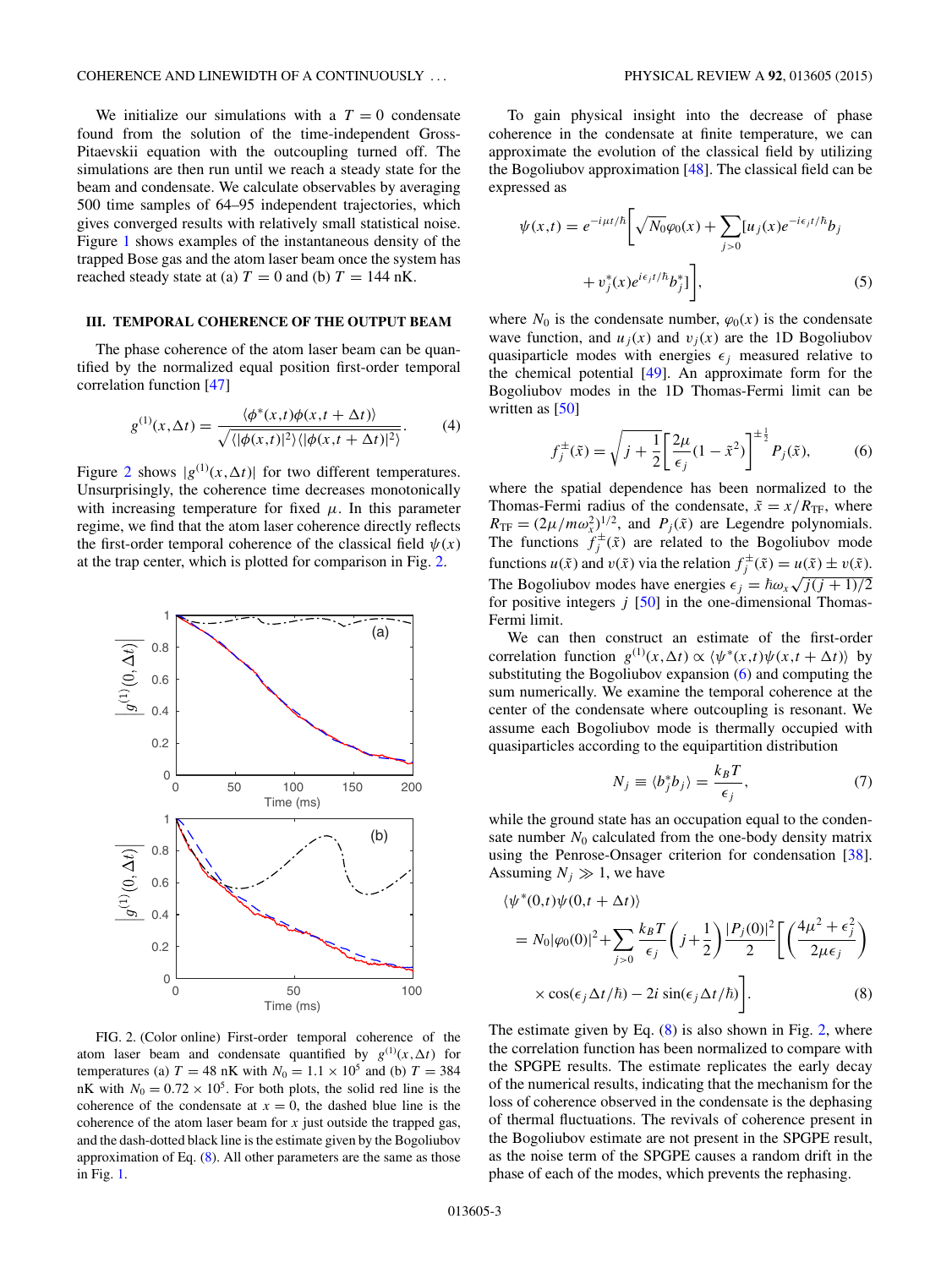We initialize our simulations with a $T = 0$ condensate found from the solution of the time-independent Gross-Pitaevskii equation with the outcoupling turned off. The simulations are then run until we reach a steady state for the beam and condensate. We calculate observables by averaging 500 time samples of 64–95 independent trajectories, which gives converged results with relatively small statistical noise. Figure 1 shows examples of the instantaneous density of the trapped Bose gas and the atom laser beam once the system has reached steady state at (a) $T = 0$ and (b) $T = 144$ nK.

### III. TEMPORAL COHERENCE OF THE OUTPUT BEAM

The phase coherence of the atom laser beam can be quantified by the normalized equal position first-order temporal correlation function [47]

$$g^{(1)}(x,\Delta t) = \frac{\langle \phi^*(x,t)\phi(x,t+\Delta t)\rangle}{\sqrt{\langle|\phi(x,t)|^2\rangle\langle|\phi(x,t+\Delta t)|^2\rangle}}. \quad (4)$$

Figure 2 shows $|g^{(1)}(x,\Delta t)|$ for two different temperatures. Unsurprisingly, the coherence time decreases monotonically with increasing temperature for fixed $\mu$. In this parameter regime, we find that the atom laser coherence directly reflects the first-order temporal coherence of the classical field $\psi(x)$ at the trap center, which is plotted for comparison in Fig. 2.

FIG. 2. (Color online) First-order temporal coherence of the atom laser beam and condensate quantified by $g^{(1)}(x,\Delta t)$ for temperatures (a) $T = 48$ nK with $N_0 = 1.1 \times 10^5$ and (b) $T = 384$ nK with $N_0 = 0.72 \times 10^5$. For both plots, the solid red line is the coherence of the condensate at $x = 0$, the dashed blue line is the coherence of the atom laser beam for $x$ just outside the trapped gas, and the dash-dotted black line is the estimate given by the Bogoliubov approximation of Eq. (8). All other parameters are the same as those in Fig. 1.

To gain physical insight into the decrease of phase coherence in the condensate at finite temperature, we can approximate the evolution of the classical field by utilizing the Bogoliubov approximation [48]. The classical field can be expressed as

$$\psi(x,t) = e^{-i\mu t/\hbar}\Bigg[\sqrt{N_0}\varphi_0(x) + \sum_{j>0}[u_j(x)e^{-i\epsilon_j t/\hbar}b_j + v_j^*(x)e^{i\epsilon_j t/\hbar}b_j^*]\Bigg], \quad (5)$$

where $N_0$ is the condensate number, $\varphi_0(x)$ is the condensate wave function, and $u_j(x)$ and $v_j(x)$ are the 1D Bogoliubov quasiparticle modes with energies $\epsilon_j$ measured relative to the chemical potential [49]. An approximate form for the Bogoliubov modes in the 1D Thomas-Fermi limit can be written as [50]

$$f_j^{\pm}(\tilde{x}) = \sqrt{j+\frac{1}{2}}\left[\frac{2\mu}{\epsilon_j}(1-\tilde{x}^2)\right]^{\pm\frac{1}{2}} P_j(\tilde{x}), \quad (6)$$

where the spatial dependence has been normalized to the Thomas-Fermi radius of the condensate, $\tilde{x} = x/R_{\rm TF}$, where $R_{\rm TF} = (2\mu/m\omega_x^2)^{1/2}$, and $P_j(\tilde{x})$ are Legendre polynomials. The functions $f_j^{\pm}(\tilde{x})$ are related to the Bogoliubov mode functions $u(\tilde{x})$ and $v(\tilde{x})$ via the relation $f_j^{\pm}(\tilde{x}) = u(\tilde{x}) \pm v(\tilde{x})$. The Bogoliubov modes have energies $\epsilon_j = \hbar\omega_x\sqrt{j(j+1)/2}$ for positive integers $j$ [50] in the one-dimensional Thomas-Fermi limit.

We can then construct an estimate of the first-order correlation function $g^{(1)}(x,\Delta t) \propto \langle\psi^*(x,t)\psi(x,t+\Delta t)\rangle$ by substituting the Bogoliubov expansion (6) and computing the sum numerically. We examine the temporal coherence at the center of the condensate where outcoupling is resonant. We assume each Bogoliubov mode is thermally occupied with quasiparticles according to the equipartition distribution

$$N_j \equiv \langle b_j^* b_j\rangle = \frac{k_B T}{\epsilon_j}, \quad (7)$$

while the ground state has an occupation equal to the condensate number $N_0$ calculated from the one-body density matrix using the Penrose-Onsager criterion for condensation [38]. Assuming $N_j \gg 1$, we have

$$\langle\psi^*(0,t)\psi(0,t+\Delta t)\rangle = N_0|\varphi_0(0)|^2 + \sum_{j>0}\frac{k_B T}{\epsilon_j}\left(j+\frac{1}{2}\right)\frac{|P_j(0)|^2}{2}\Bigg[\left(\frac{4\mu^2+\epsilon_j^2}{2\mu\epsilon_j}\right)\times\cos(\epsilon_j\Delta t/\hbar) - 2i\sin(\epsilon_j\Delta t/\hbar)\Bigg]. \quad (8)$$

The estimate given by Eq. (8) is also shown in Fig. 2, where the correlation function has been normalized to compare with the SPGPE results. The estimate replicates the early decay of the numerical results, indicating that the mechanism for the loss of coherence observed in the condensate is the dephasing of thermal fluctuations. The revivals of coherence present in the Bogoliubov estimate are not present in the SPGPE result, as the noise term of the SPGPE causes a random drift in the phase of each of the modes, which prevents the rephasing.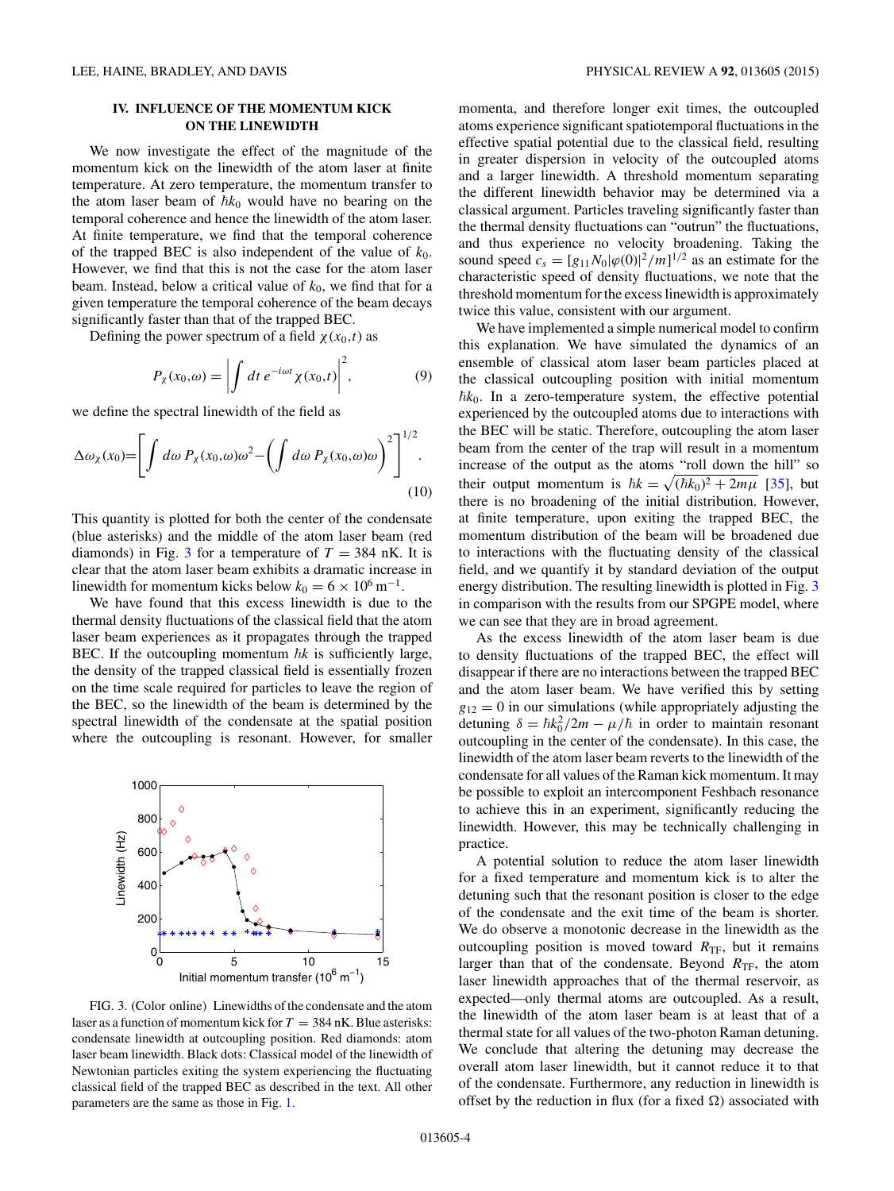## IV. INFLUENCE OF THE MOMENTUM KICK ON THE LINEWIDTH

We now investigate the effect of the magnitude of the momentum kick on the linewidth of the atom laser at finite temperature. At zero temperature, the momentum transfer to the atom laser beam of $\hbar k_0$ would have no bearing on the temporal coherence and hence the linewidth of the atom laser. At finite temperature, we find that the temporal coherence of the trapped BEC is also independent of the value of $k_0$. However, we find that this is not the case for the atom laser beam. Instead, below a critical value of $k_0$, we find that for a given temperature the temporal coherence of the beam decays significantly faster than that of the trapped BEC.

Defining the power spectrum of a field $\chi(x_0,t)$ as

$$P_\chi(x_0,\omega) = \left| \int dt\, e^{-i\omega t} \chi(x_0,t) \right|^2, \tag{9}$$

we define the spectral linewidth of the field as

$$\Delta\omega_\chi(x_0) = \left[ \int d\omega\, P_\chi(x_0,\omega)\omega^2 - \left( \int d\omega\, P_\chi(x_0,\omega)\omega \right)^2 \right]^{1/2}. \tag{10}$$

This quantity is plotted for both the center of the condensate (blue asterisks) and the middle of the atom laser beam (red diamonds) in Fig. 3 for a temperature of $T = 384$ nK. It is clear that the atom laser beam exhibits a dramatic increase in linewidth for momentum kicks below $k_0 = 6 \times 10^6\,\mathrm{m}^{-1}$.

We have found that this excess linewidth is due to the thermal density fluctuations of the classical field that the atom laser beam experiences as it propagates through the trapped BEC. If the outcoupling momentum $\hbar k$ is sufficiently large, the density of the trapped classical field is essentially frozen on the time scale required for particles to leave the region of the BEC, so the linewidth of the beam is determined by the spectral linewidth of the condensate at the spatial position where the outcoupling is resonant. However, for smaller momenta, and therefore longer exit times, the outcoupled atoms experience significant spatiotemporal fluctuations in the effective spatial potential due to the classical field, resulting in greater dispersion in velocity of the outcoupled atoms and a larger linewidth. A threshold momentum separating the different linewidth behavior may be determined via a classical argument. Particles traveling significantly faster than the thermal density fluctuations can "outrun" the fluctuations, and thus experience no velocity broadening. Taking the sound speed $c_s = [g_{11}N_0|\varphi(0)|^2/m]^{1/2}$ as an estimate for the characteristic speed of density fluctuations, we note that the threshold momentum for the excess linewidth is approximately twice this value, consistent with our argument.

FIG. 3. (Color online) Linewidths of the condensate and the atom laser as a function of momentum kick for $T = 384$ nK. Blue asterisks: condensate linewidth at outcoupling position. Red diamonds: atom laser beam linewidth. Black dots: Classical model of the linewidth of Newtonian particles exiting the system experiencing the fluctuating classical field of the trapped BEC as described in the text. All other parameters are the same as those in Fig. 1.

We have implemented a simple numerical model to confirm this explanation. We have simulated the dynamics of an ensemble of classical atom laser beam particles placed at the classical outcoupling position with initial momentum $\hbar k_0$. In a zero-temperature system, the effective potential experienced by the outcoupled atoms due to interactions with the BEC will be static. Therefore, outcoupling the atom laser beam from the center of the trap will result in a momentum increase of the output as the atoms "roll down the hill" so their output momentum is $\hbar k = \sqrt{(\hbar k_0)^2 + 2m\mu}$ [35], but there is no broadening of the initial distribution. However, at finite temperature, upon exiting the trapped BEC, the momentum distribution of the beam will be broadened due to interactions with the fluctuating density of the classical field, and we quantify it by standard deviation of the output energy distribution. The resulting linewidth is plotted in Fig. 3 in comparison with the results from our SPGPE model, where we can see that they are in broad agreement.

As the excess linewidth of the atom laser beam is due to density fluctuations of the trapped BEC, the effect will disappear if there are no interactions between the trapped BEC and the atom laser beam. We have verified this by setting $g_{12} = 0$ in our simulations (while appropriately adjusting the detuning $\delta = \hbar k_0^2/2m - \mu/\hbar$ in order to maintain resonant outcoupling in the center of the condensate). In this case, the linewidth of the atom laser beam reverts to the linewidth of the condensate for all values of the Raman kick momentum. It may be possible to exploit an intercomponent Feshbach resonance to achieve this in an experiment, significantly reducing the linewidth. However, this may be technically challenging in practice.

A potential solution to reduce the atom laser linewidth for a fixed temperature and momentum kick is to alter the detuning such that the resonant position is closer to the edge of the condensate and the exit time of the beam is shorter. We do observe a monotonic decrease in the linewidth as the outcoupling position is moved toward $R_{\mathrm{TF}}$, but it remains larger than that of the condensate. Beyond $R_{\mathrm{TF}}$, the atom laser linewidth approaches that of the thermal reservoir, as expected—only thermal atoms are outcoupled. As a result, the linewidth of the atom laser beam is at least that of a thermal state for all values of the two-photon Raman detuning. We conclude that altering the detuning may decrease the overall atom laser linewidth, but it cannot reduce it to that of the condensate. Furthermore, any reduction in linewidth is offset by the reduction in flux (for a fixed $\Omega$) associated with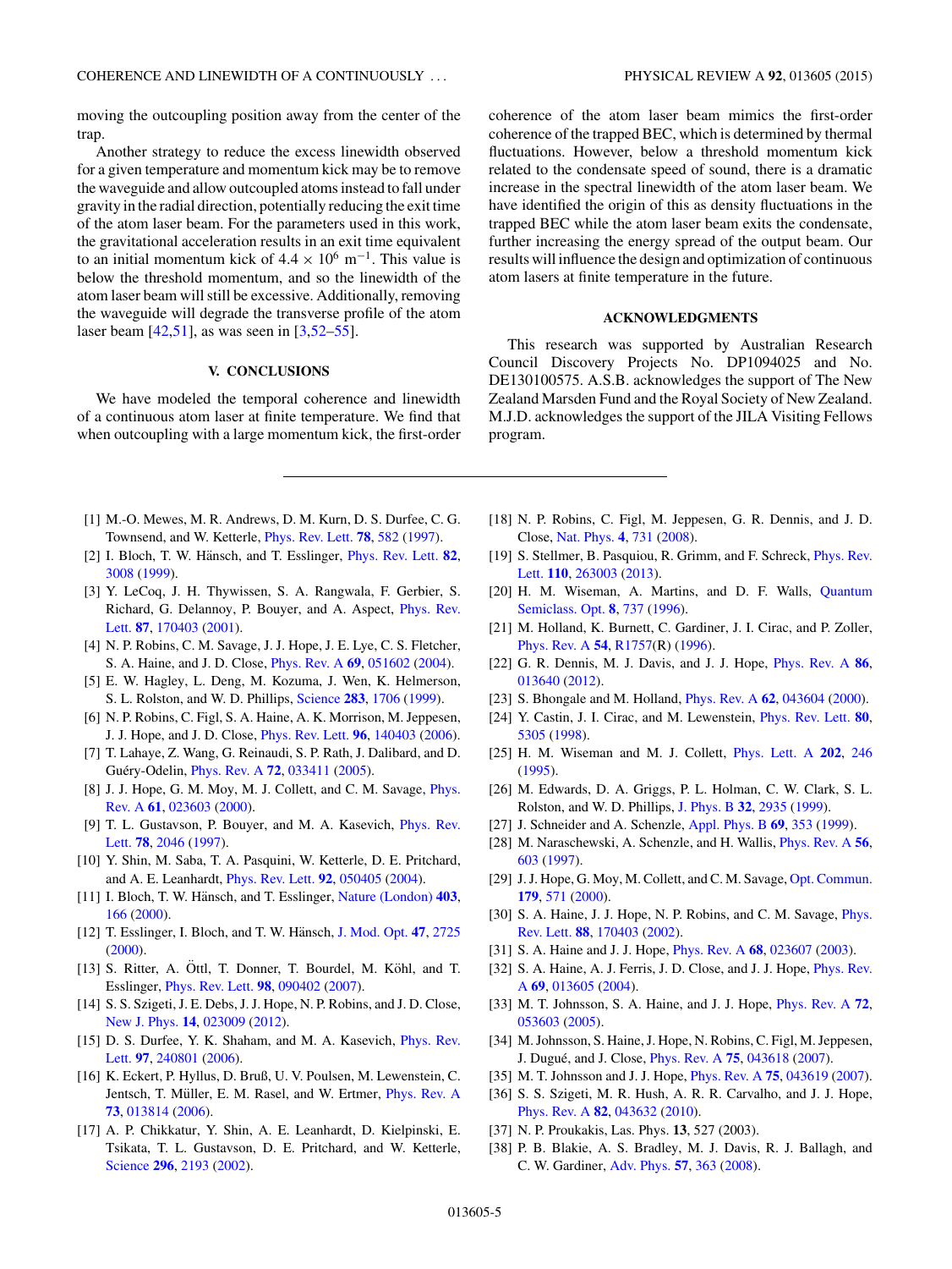moving the outcoupling position away from the center of the trap.

Another strategy to reduce the excess linewidth observed for a given temperature and momentum kick may be to remove the waveguide and allow outcoupled atoms instead to fall under gravity in the radial direction, potentially reducing the exit time of the atom laser beam. For the parameters used in this work, the gravitational acceleration results in an exit time equivalent to an initial momentum kick of $4.4 \times 10^6$ m$^{-1}$. This value is below the threshold momentum, and so the linewidth of the atom laser beam will still be excessive. Additionally, removing the waveguide will degrade the transverse profile of the atom laser beam [42,51], as was seen in [3,52–55].

## V. CONCLUSIONS

We have modeled the temporal coherence and linewidth of a continuous atom laser at finite temperature. We find that when outcoupling with a large momentum kick, the first-order coherence of the atom laser beam mimics the first-order coherence of the trapped BEC, which is determined by thermal fluctuations. However, below a threshold momentum kick related to the condensate speed of sound, there is a dramatic increase in the spectral linewidth of the atom laser beam. We have identified the origin of this as density fluctuations in the trapped BEC while the atom laser beam exits the condensate, further increasing the energy spread of the output beam. Our results will influence the design and optimization of continuous atom lasers at finite temperature in the future.

## ACKNOWLEDGMENTS

This research was supported by Australian Research Council Discovery Projects No. DP1094025 and No. DE130100575. A.S.B. acknowledges the support of The New Zealand Marsden Fund and the Royal Society of New Zealand. M.J.D. acknowledges the support of the JILA Visiting Fellows program.

---

[1] M.-O. Mewes, M. R. Andrews, D. M. Kurn, D. S. Durfee, C. G. Townsend, and W. Ketterle, Phys. Rev. Lett. **78**, 582 (1997).

[2] I. Bloch, T. W. Hänsch, and T. Esslinger, Phys. Rev. Lett. **82**, 3008 (1999).

[3] Y. LeCoq, J. H. Thywissen, S. A. Rangwala, F. Gerbier, S. Richard, G. Delannoy, P. Bouyer, and A. Aspect, Phys. Rev. Lett. **87**, 170403 (2001).

[4] N. P. Robins, C. M. Savage, J. J. Hope, J. E. Lye, C. S. Fletcher, S. A. Haine, and J. D. Close, Phys. Rev. A **69**, 051602 (2004).

[5] E. W. Hagley, L. Deng, M. Kozuma, J. Wen, K. Helmerson, S. L. Rolston, and W. D. Phillips, Science **283**, 1706 (1999).

[6] N. P. Robins, C. Figl, S. A. Haine, A. K. Morrison, M. Jeppesen, J. J. Hope, and J. D. Close, Phys. Rev. Lett. **96**, 140403 (2006).

[7] T. Lahaye, Z. Wang, G. Reinaudi, S. P. Rath, J. Dalibard, and D. Guéry-Odelin, Phys. Rev. A **72**, 033411 (2005).

[8] J. J. Hope, G. M. Moy, M. J. Collett, and C. M. Savage, Phys. Rev. A **61**, 023603 (2000).

[9] T. L. Gustavson, P. Bouyer, and M. A. Kasevich, Phys. Rev. Lett. **78**, 2046 (1997).

[10] Y. Shin, M. Saba, T. A. Pasquini, W. Ketterle, D. E. Pritchard, and A. E. Leanhardt, Phys. Rev. Lett. **92**, 050405 (2004).

[11] I. Bloch, T. W. Hänsch, and T. Esslinger, Nature (London) **403**, 166 (2000).

[12] T. Esslinger, I. Bloch, and T. W. Hänsch, J. Mod. Opt. **47**, 2725 (2000).

[13] S. Ritter, A. Öttl, T. Donner, T. Bourdel, M. Köhl, and T. Esslinger, Phys. Rev. Lett. **98**, 090402 (2007).

[14] S. S. Szigeti, J. E. Debs, J. J. Hope, N. P. Robins, and J. D. Close, New J. Phys. **14**, 023009 (2012).

[15] D. S. Durfee, Y. K. Shaham, and M. A. Kasevich, Phys. Rev. Lett. **97**, 240801 (2006).

[16] K. Eckert, P. Hyllus, D. Bruß, U. V. Poulsen, M. Lewenstein, C. Jentsch, T. Müller, E. M. Rasel, and W. Ertmer, Phys. Rev. A **73**, 013814 (2006).

[17] A. P. Chikkatur, Y. Shin, A. E. Leanhardt, D. Kielpinski, E. Tsikata, T. L. Gustavson, D. E. Pritchard, and W. Ketterle, Science **296**, 2193 (2002).

[18] N. P. Robins, C. Figl, M. Jeppesen, G. R. Dennis, and J. D. Close, Nat. Phys. **4**, 731 (2008).

[19] S. Stellmer, B. Pasquiou, R. Grimm, and F. Schreck, Phys. Rev. Lett. **110**, 263003 (2013).

[20] H. M. Wiseman, A. Martins, and D. F. Walls, Quantum Semiclass. Opt. **8**, 737 (1996).

[21] M. Holland, K. Burnett, C. Gardiner, J. I. Cirac, and P. Zoller, Phys. Rev. A **54**, R1757(R) (1996).

[22] G. R. Dennis, M. J. Davis, and J. J. Hope, Phys. Rev. A **86**, 013640 (2012).

[23] S. Bhongale and M. Holland, Phys. Rev. A **62**, 043604 (2000).

[24] Y. Castin, J. I. Cirac, and M. Lewenstein, Phys. Rev. Lett. **80**, 5305 (1998).

[25] H. M. Wiseman and M. J. Collett, Phys. Lett. A **202**, 246 (1995).

[26] M. Edwards, D. A. Griggs, P. L. Holman, C. W. Clark, S. L. Rolston, and W. D. Phillips, J. Phys. B **32**, 2935 (1999).

[27] J. Schneider and A. Schenzle, Appl. Phys. B **69**, 353 (1999).

[28] M. Naraschewski, A. Schenzle, and H. Wallis, Phys. Rev. A **56**, 603 (1997).

[29] J. J. Hope, G. Moy, M. Collett, and C. M. Savage, Opt. Commun. **179**, 571 (2000).

[30] S. A. Haine, J. J. Hope, N. P. Robins, and C. M. Savage, Phys. Rev. Lett. **88**, 170403 (2002).

[31] S. A. Haine and J. J. Hope, Phys. Rev. A **68**, 023607 (2003).

[32] S. A. Haine, A. J. Ferris, J. D. Close, and J. J. Hope, Phys. Rev. A **69**, 013605 (2004).

[33] M. T. Johnsson, S. A. Haine, and J. J. Hope, Phys. Rev. A **72**, 053603 (2005).

[34] M. Johnsson, S. Haine, J. Hope, N. Robins, C. Figl, M. Jeppesen, J. Dugué, and J. Close, Phys. Rev. A **75**, 043618 (2007).

[35] M. T. Johnsson and J. J. Hope, Phys. Rev. A **75**, 043619 (2007).

[36] S. S. Szigeti, M. R. Hush, A. R. R. Carvalho, and J. J. Hope, Phys. Rev. A **82**, 043632 (2010).

[37] N. P. Proukakis, Las. Phys. **13**, 527 (2003).

[38] P. B. Blakie, A. S. Bradley, M. J. Davis, R. J. Ballagh, and C. W. Gardiner, Adv. Phys. **57**, 363 (2008).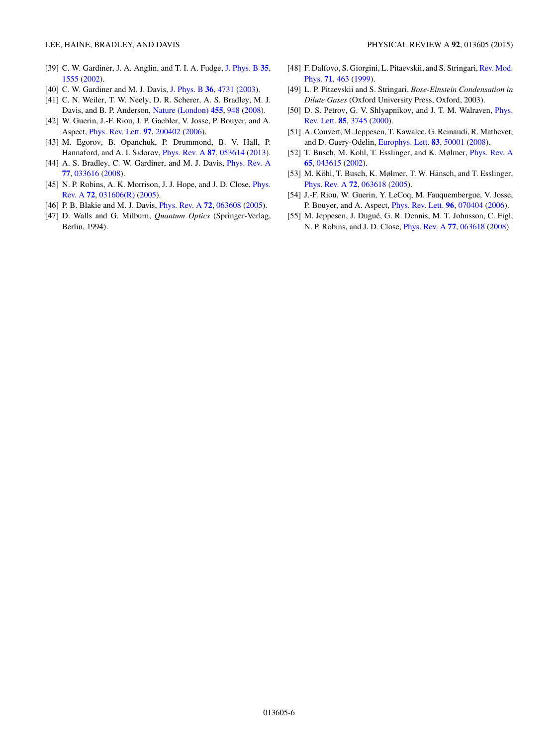[39] C. W. Gardiner, J. A. Anglin, and T. I. A. Fudge, J. Phys. B **35**, 1555 (2002).

[40] C. W. Gardiner and M. J. Davis, J. Phys. B **36**, 4731 (2003).

[41] C. N. Weiler, T. W. Neely, D. R. Scherer, A. S. Bradley, M. J. Davis, and B. P. Anderson, Nature (London) **455**, 948 (2008).

[42] W. Guerin, J.-F. Riou, J. P. Gaebler, V. Josse, P. Bouyer, and A. Aspect, Phys. Rev. Lett. **97**, 200402 (2006).

[43] M. Egorov, B. Opanchuk, P. Drummond, B. V. Hall, P. Hannaford, and A. I. Sidorov, Phys. Rev. A **87**, 053614 (2013).

[44] A. S. Bradley, C. W. Gardiner, and M. J. Davis, Phys. Rev. A **77**, 033616 (2008).

[45] N. P. Robins, A. K. Morrison, J. J. Hope, and J. D. Close, Phys. Rev. A **72**, 031606(R) (2005).

[46] P. B. Blakie and M. J. Davis, Phys. Rev. A **72**, 063608 (2005).

[47] D. Walls and G. Milburn, *Quantum Optics* (Springer-Verlag, Berlin, 1994).

[48] F. Dalfovo, S. Giorgini, L. Pitaevskii, and S. Stringari, Rev. Mod. Phys. **71**, 463 (1999).

[49] L. P. Pitaevskii and S. Stringari, *Bose-Einstein Condensation in Dilute Gases* (Oxford University Press, Oxford, 2003).

[50] D. S. Petrov, G. V. Shlyapnikov, and J. T. M. Walraven, Phys. Rev. Lett. **85**, 3745 (2000).

[51] A. Couvert, M. Jeppesen, T. Kawalec, G. Reinaudi, R. Mathevet, and D. Guery-Odelin, Europhys. Lett. **83**, 50001 (2008).

[52] T. Busch, M. Köhl, T. Esslinger, and K. Mølmer, Phys. Rev. A **65**, 043615 (2002).

[53] M. Köhl, T. Busch, K. Mølmer, T. W. Hänsch, and T. Esslinger, Phys. Rev. A **72**, 063618 (2005).

[54] J.-F. Riou, W. Guerin, Y. LeCoq, M. Fauquembergue, V. Josse, P. Bouyer, and A. Aspect, Phys. Rev. Lett. **96**, 070404 (2006).

[55] M. Jeppesen, J. Dugué, G. R. Dennis, M. T. Johnsson, C. Figl, N. P. Robins, and J. D. Close, Phys. Rev. A **77**, 063618 (2008).